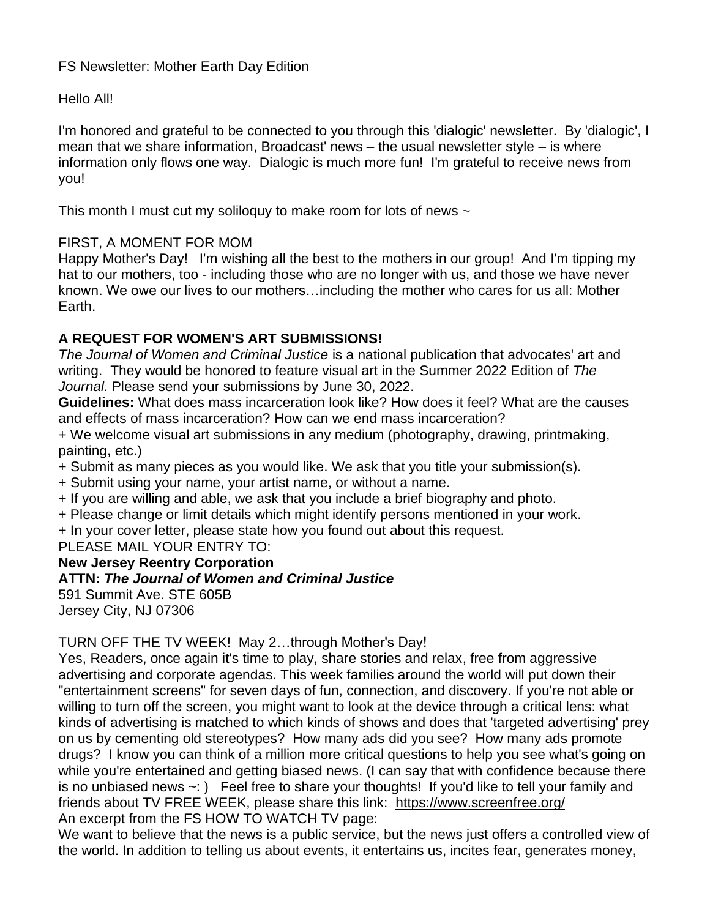FS Newsletter: Mother Earth Day Edition

Hello All!

I'm honored and grateful to be connected to you through this 'dialogic' newsletter. By 'dialogic', I mean that we share information, Broadcast' news – the usual newsletter style – is where information only flows one way. Dialogic is much more fun! I'm grateful to receive news from you!

This month I must cut my soliloquy to make room for lots of news ~

FIRST, A MOMENT FOR MOM
Happy Mother's Day! I'm wishing all the best to the mothers in our group! And I'm tipping my hat to our mothers, too - including those who are no longer with us, and those we have never known. We owe our lives to our mothers…including the mother who cares for us all: Mother Earth.

**A REQUEST FOR WOMEN'S ART SUBMISSIONS!**
*The Journal of Women and Criminal Justice* is a national publication that advocates' art and writing. They would be honored to feature visual art in the Summer 2022 Edition of *The Journal.* Please send your submissions by June 30, 2022.
**Guidelines:** What does mass incarceration look like? How does it feel? What are the causes and effects of mass incarceration? How can we end mass incarceration?
+ We welcome visual art submissions in any medium (photography, drawing, printmaking, painting, etc.)
+ Submit as many pieces as you would like. We ask that you title your submission(s).
+ Submit using your name, your artist name, or without a name.
+ If you are willing and able, we ask that you include a brief biography and photo.
+ Please change or limit details which might identify persons mentioned in your work.
+ In your cover letter, please state how you found out about this request.
PLEASE MAIL YOUR ENTRY TO:
**New Jersey Reentry Corporation**
**ATTN: *The Journal of Women and Criminal Justice***
591 Summit Ave. STE 605B
Jersey City, NJ 07306

TURN OFF THE TV WEEK! May 2…through Mother's Day!
Yes, Readers, once again it's time to play, share stories and relax, free from aggressive advertising and corporate agendas. This week families around the world will put down their "entertainment screens" for seven days of fun, connection, and discovery. If you're not able or willing to turn off the screen, you might want to look at the device through a critical lens: what kinds of advertising is matched to which kinds of shows and does that 'targeted advertising' prey on us by cementing old stereotypes? How many ads did you see? How many ads promote drugs? I know you can think of a million more critical questions to help you see what's going on while you're entertained and getting biased news. (I can say that with confidence because there is no unbiased news ~: ) Feel free to share your thoughts! If you'd like to tell your family and friends about TV FREE WEEK, please share this link: https://www.screenfree.org/
An excerpt from the FS HOW TO WATCH TV page:
We want to believe that the news is a public service, but the news just offers a controlled view of the world. In addition to telling us about events, it entertains us, incites fear, generates money,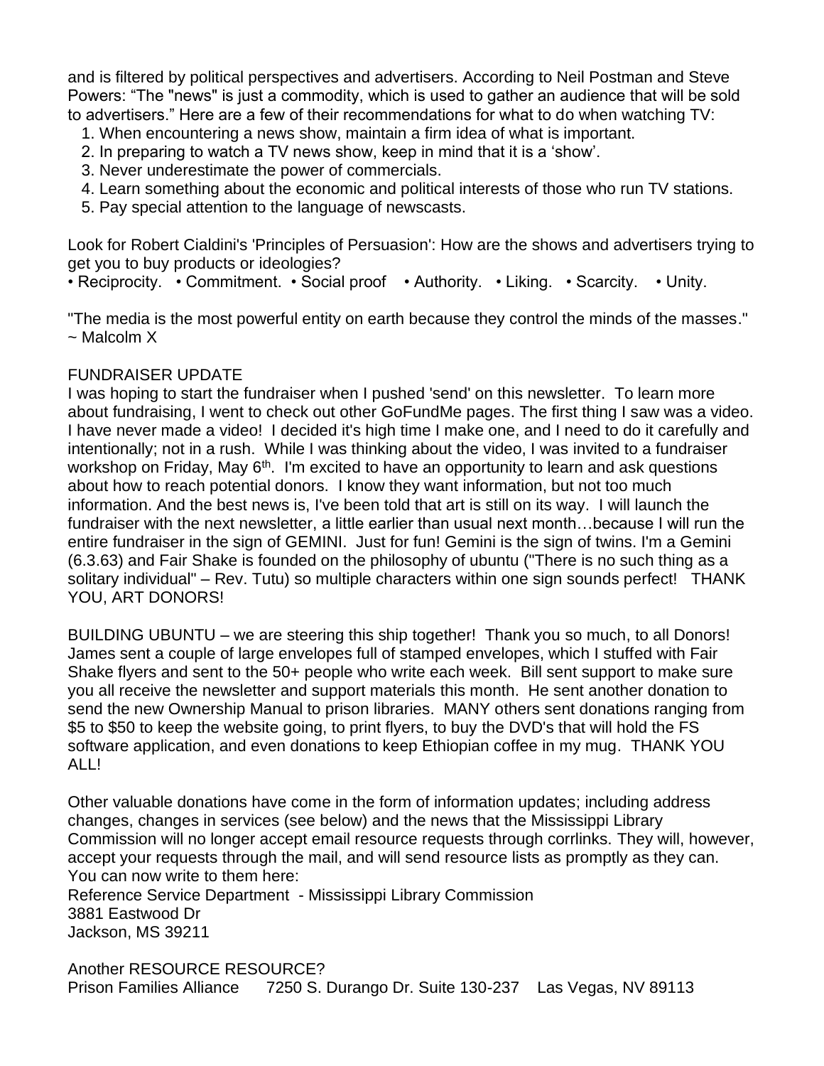and is filtered by political perspectives and advertisers. According to Neil Postman and Steve Powers: “The "news" is just a commodity, which is used to gather an audience that will be sold to advertisers.” Here are a few of their recommendations for what to do when watching TV:

1. When encountering a news show, maintain a firm idea of what is important.
2. In preparing to watch a TV news show, keep in mind that it is a ‘show’.
3. Never underestimate the power of commercials.
4. Learn something about the economic and political interests of those who run TV stations.
5. Pay special attention to the language of newscasts.

Look for Robert Cialdini's 'Principles of Persuasion': How are the shows and advertisers trying to get you to buy products or ideologies?

• Reciprocity. • Commitment. • Social proof • Authority. • Liking. • Scarcity. • Unity.

"The media is the most powerful entity on earth because they control the minds of the masses." ~ Malcolm X

FUNDRAISER UPDATE

I was hoping to start the fundraiser when I pushed 'send' on this newsletter. To learn more about fundraising, I went to check out other GoFundMe pages. The first thing I saw was a video. I have never made a video! I decided it's high time I make one, and I need to do it carefully and intentionally; not in a rush. While I was thinking about the video, I was invited to a fundraiser workshop on Friday, May 6th. I'm excited to have an opportunity to learn and ask questions about how to reach potential donors. I know they want information, but not too much information. And the best news is, I've been told that art is still on its way. I will launch the fundraiser with the next newsletter, a little earlier than usual next month…because I will run the entire fundraiser in the sign of GEMINI. Just for fun! Gemini is the sign of twins. I'm a Gemini (6.3.63) and Fair Shake is founded on the philosophy of ubuntu ("There is no such thing as a solitary individual" – Rev. Tutu) so multiple characters within one sign sounds perfect! THANK YOU, ART DONORS!

BUILDING UBUNTU – we are steering this ship together! Thank you so much, to all Donors! James sent a couple of large envelopes full of stamped envelopes, which I stuffed with Fair Shake flyers and sent to the 50+ people who write each week. Bill sent support to make sure you all receive the newsletter and support materials this month. He sent another donation to send the new Ownership Manual to prison libraries. MANY others sent donations ranging from $5 to $50 to keep the website going, to print flyers, to buy the DVD's that will hold the FS software application, and even donations to keep Ethiopian coffee in my mug. THANK YOU ALL!

Other valuable donations have come in the form of information updates; including address changes, changes in services (see below) and the news that the Mississippi Library Commission will no longer accept email resource requests through corrlinks. They will, however, accept your requests through the mail, and will send resource lists as promptly as they can. You can now write to them here:

Reference Service Department - Mississippi Library Commission
3881 Eastwood Dr
Jackson, MS 39211

Another RESOURCE RESOURCE?

Prison Families Alliance 7250 S. Durango Dr. Suite 130-237 Las Vegas, NV 89113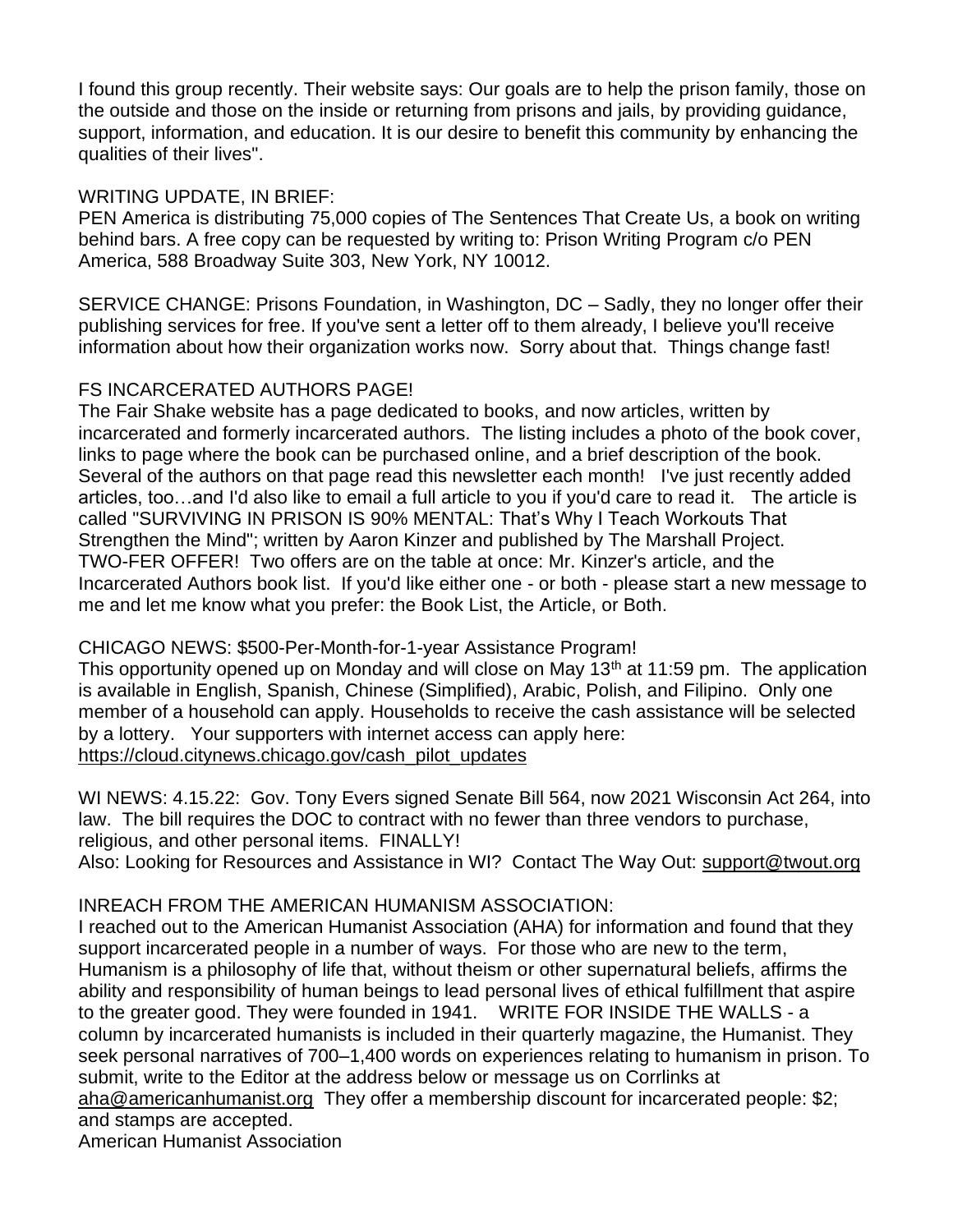I found this group recently. Their website says: Our goals are to help the prison family, those on the outside and those on the inside or returning from prisons and jails, by providing guidance, support, information, and education. It is our desire to benefit this community by enhancing the qualities of their lives".

WRITING UPDATE, IN BRIEF:
PEN America is distributing 75,000 copies of The Sentences That Create Us, a book on writing behind bars. A free copy can be requested by writing to: Prison Writing Program c/o PEN America, 588 Broadway Suite 303, New York, NY 10012.

SERVICE CHANGE: Prisons Foundation, in Washington, DC – Sadly, they no longer offer their publishing services for free. If you've sent a letter off to them already, I believe you'll receive information about how their organization works now. Sorry about that. Things change fast!

FS INCARCERATED AUTHORS PAGE!
The Fair Shake website has a page dedicated to books, and now articles, written by incarcerated and formerly incarcerated authors. The listing includes a photo of the book cover, links to page where the book can be purchased online, and a brief description of the book. Several of the authors on that page read this newsletter each month! I've just recently added articles, too…and I'd also like to email a full article to you if you'd care to read it. The article is called "SURVIVING IN PRISON IS 90% MENTAL: That's Why I Teach Workouts That Strengthen the Mind"; written by Aaron Kinzer and published by The Marshall Project.
TWO-FER OFFER! Two offers are on the table at once: Mr. Kinzer's article, and the Incarcerated Authors book list. If you'd like either one - or both - please start a new message to me and let me know what you prefer: the Book List, the Article, or Both.

CHICAGO NEWS: $500-Per-Month-for-1-year Assistance Program!
This opportunity opened up on Monday and will close on May 13th at 11:59 pm. The application is available in English, Spanish, Chinese (Simplified), Arabic, Polish, and Filipino. Only one member of a household can apply. Households to receive the cash assistance will be selected by a lottery. Your supporters with internet access can apply here:
https://cloud.citynews.chicago.gov/cash_pilot_updates

WI NEWS: 4.15.22: Gov. Tony Evers signed Senate Bill 564, now 2021 Wisconsin Act 264, into law. The bill requires the DOC to contract with no fewer than three vendors to purchase, religious, and other personal items. FINALLY!
Also: Looking for Resources and Assistance in WI? Contact The Way Out: support@twout.org

INREACH FROM THE AMERICAN HUMANISM ASSOCIATION:
I reached out to the American Humanist Association (AHA) for information and found that they support incarcerated people in a number of ways. For those who are new to the term, Humanism is a philosophy of life that, without theism or other supernatural beliefs, affirms the ability and responsibility of human beings to lead personal lives of ethical fulfillment that aspire to the greater good. They were founded in 1941. WRITE FOR INSIDE THE WALLS - a column by incarcerated humanists is included in their quarterly magazine, the Humanist. They seek personal narratives of 700–1,400 words on experiences relating to humanism in prison. To submit, write to the Editor at the address below or message us on Corrlinks at aha@americanhumanist.org They offer a membership discount for incarcerated people: $2; and stamps are accepted.
American Humanist Association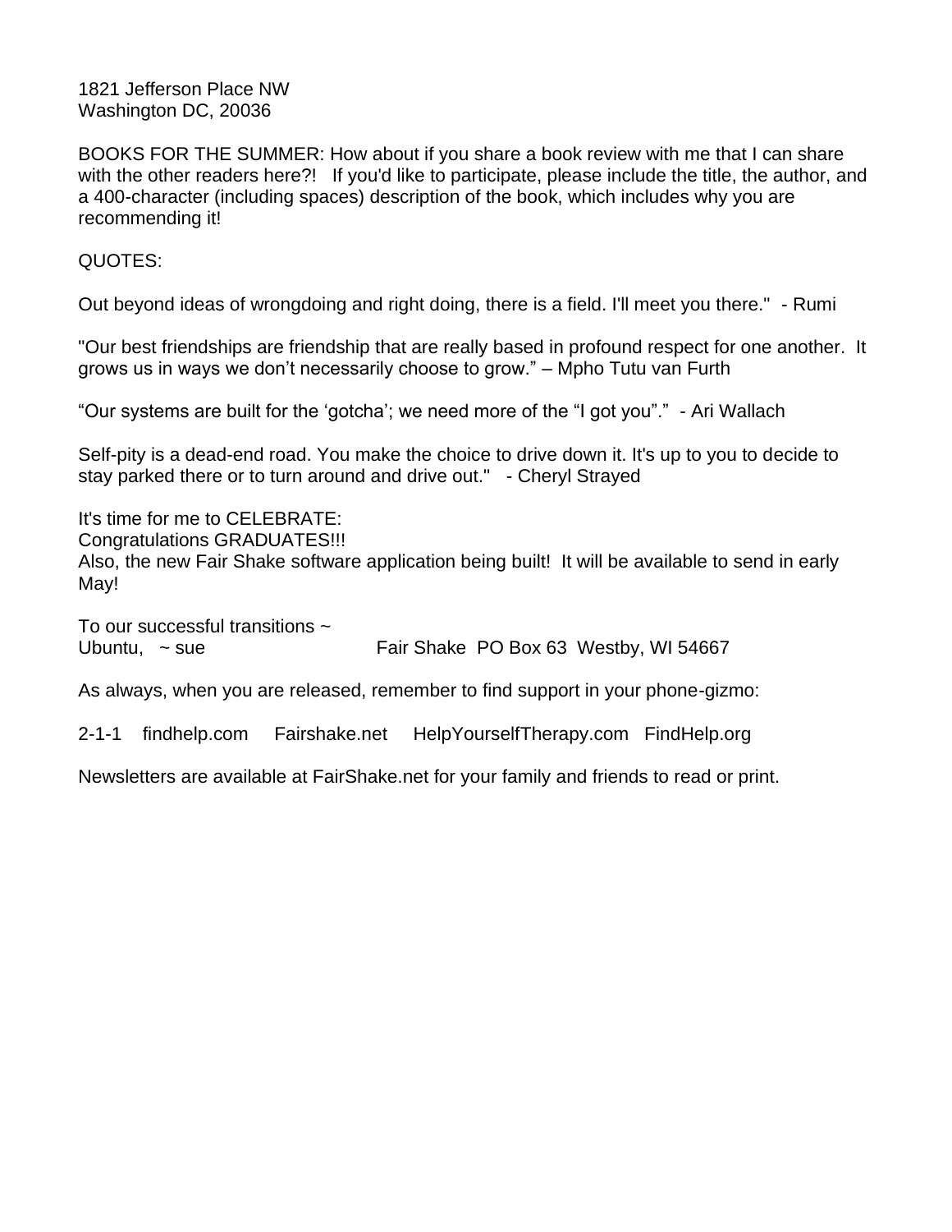1821 Jefferson Place NW
Washington DC, 20036

BOOKS FOR THE SUMMER: How about if you share a book review with me that I can share with the other readers here?! If you'd like to participate, please include the title, the author, and a 400-character (including spaces) description of the book, which includes why you are recommending it!

QUOTES:

Out beyond ideas of wrongdoing and right doing, there is a field. I'll meet you there." - Rumi

"Our best friendships are friendship that are really based in profound respect for one another. It grows us in ways we don't necessarily choose to grow." – Mpho Tutu van Furth

"Our systems are built for the 'gotcha'; we need more of the "I got you"." - Ari Wallach

Self-pity is a dead-end road. You make the choice to drive down it. It's up to you to decide to stay parked there or to turn around and drive out." - Cheryl Strayed

It's time for me to CELEBRATE:
Congratulations GRADUATES!!!
Also, the new Fair Shake software application being built! It will be available to send in early May!

To our successful transitions ~
Ubuntu, ~ sue Fair Shake PO Box 63 Westby, WI 54667

As always, when you are released, remember to find support in your phone-gizmo:

2-1-1 findhelp.com Fairshake.net HelpYourselfTherapy.com FindHelp.org

Newsletters are available at FairShake.net for your family and friends to read or print.